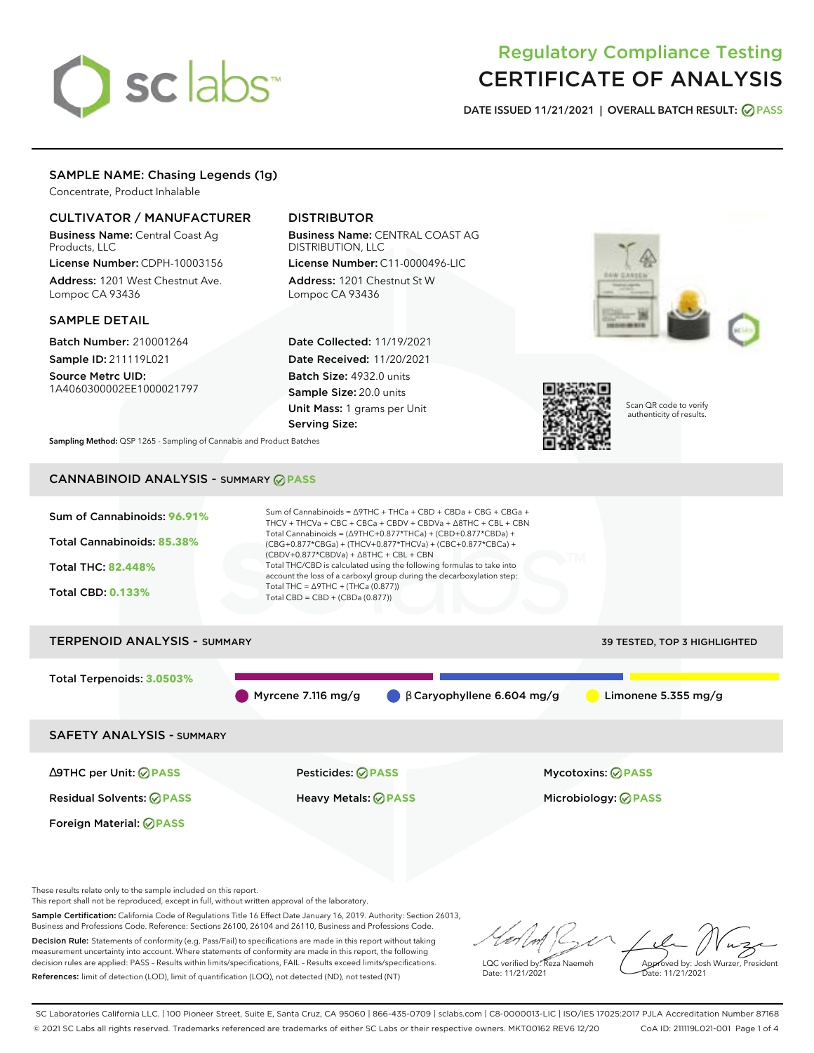# Regulatory Compliance Testing
# CERTIFICATE OF ANALYSIS

**DATE ISSUED** 11/21/2021 | **OVERALL BATCH RESULT:** PASS

## SAMPLE NAME: Chasing Legends (1g)

Concentrate, Product Inhalable

### CULTIVATOR / MANUFACTURER

**Business Name:** Central Coast Ag Products, LLC

**License Number:** CDPH-10003156

**Address:** 1201 West Chestnut Ave. Lompoc CA 93436

### DISTRIBUTOR

**Business Name:** CENTRAL COAST AG DISTRIBUTION, LLC

**License Number:** C11-0000496-LIC

**Address:** 1201 Chestnut St W Lompoc CA 93436

### SAMPLE DETAIL

**Batch Number:** 210001264

**Sample ID:** 211119L021

**Source Metrc UID:** 1A4060300002EE1000021797

**Date Collected:** 11/19/2021

**Date Received:** 11/20/2021

**Batch Size:** 4932.0 units

**Sample Size:** 20.0 units

**Unit Mass:** 1 grams per Unit

**Serving Size:**

Scan QR code to verify authenticity of results.

**Sampling Method:** QSP 1265 - Sampling of Cannabis and Product Batches

## CANNABINOID ANALYSIS - SUMMARY PASS

**Sum of Cannabinoids:** 96.91%

**Total Cannabinoids:** 85.38%

**Total THC:** 82.448%

**Total CBD:** 0.133%

Sum of Cannabinoids = Δ9THC + THCa + CBD + CBDa + CBG + CBGa + THCV + THCVa + CBC + CBCa + CBDV + CBDVa + Δ8THC + CBL + CBN

Total Cannabinoids = (Δ9THC+0.877*THCa) + (CBD+0.877*CBDa) + (CBG+0.877*CBGa) + (THCV+0.877*THCVa) + (CBC+0.877*CBCa) + (CBDV+0.877*CBDVa) + Δ8THC + CBL + CBN

Total THC/CBD is calculated using the following formulas to take into account the loss of a carboxyl group during the decarboxylation step:

Total THC = Δ9THC + (THCa (0.877))

Total CBD = CBD + (CBDa (0.877))

## TERPENOID ANALYSIS - SUMMARY

39 TESTED, TOP 3 HIGHLIGHTED

**Total Terpenoids:** 3.0503%

Myrcene 7.116 mg/g | β Caryophyllene 6.604 mg/g | Limonene 5.355 mg/g

## SAFETY ANALYSIS - SUMMARY

| | | |
|---|---|---|
| Δ9THC per Unit: PASS | Pesticides: PASS | Mycotoxins: PASS |
| Residual Solvents: PASS | Heavy Metals: PASS | Microbiology: PASS |
| Foreign Material: PASS | | |

These results relate only to the sample included on this report.
This report shall not be reproduced, except in full, without written approval of the laboratory.

**Sample Certification:** California Code of Regulations Title 16 Effect Date January 16, 2019. Authority: Section 26013, Business and Professions Code. Reference: Sections 26100, 26104 and 26110, Business and Professions Code.

**Decision Rule:** Statements of conformity (e.g. Pass/Fail) to specifications are made in this report without taking measurement uncertainty into account. Where statements of conformity are made in this report, the following decision rules are applied: PASS – Results within limits/specifications, FAIL – Results exceed limits/specifications.

**References:** limit of detection (LOD), limit of quantification (LOQ), not detected (ND), not tested (NT)

LQC verified by: Reza Naemeh
Date: 11/21/2021

Approved by: Josh Wurzer, President
Date: 11/21/2021

SC Laboratories California LLC. | 100 Pioneer Street, Suite E, Santa Cruz, CA 95060 | 866-435-0709 | sclabs.com | C8-0000013-LIC | ISO/IES 17025:2017 PJLA Accreditation Number 87168
© 2021 SC Labs all rights reserved. Trademarks referenced are trademarks of either SC Labs or their respective owners. MKT00162 REV6 12/20 CoA ID: 211119L021-001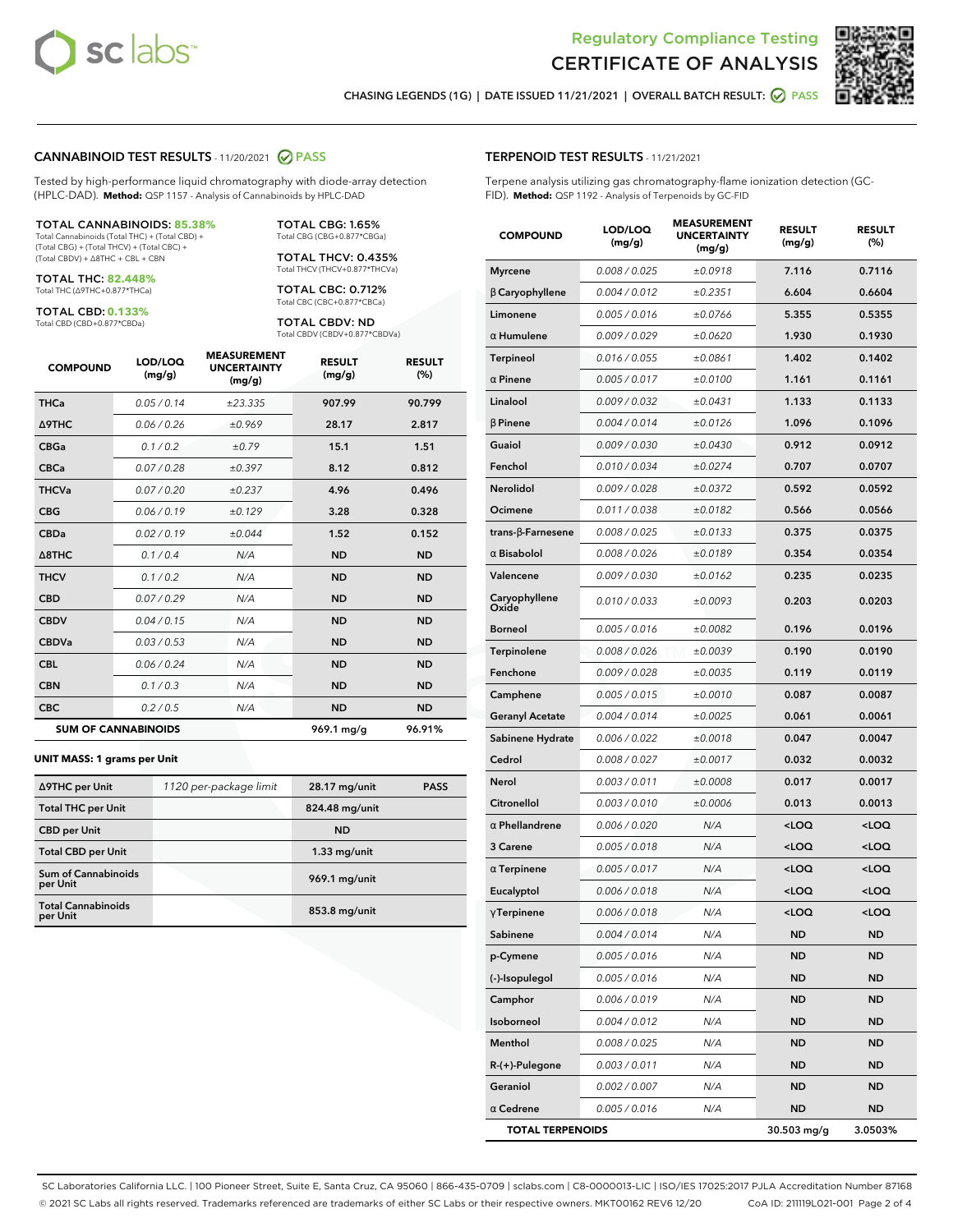Regulatory Compliance Testing
# CERTIFICATE OF ANALYSIS

CHASING LEGENDS (1G) | DATE ISSUED 11/21/2021 | OVERALL BATCH RESULT: PASS

## CANNABINOID TEST RESULTS - 11/20/2021 PASS

Tested by high-performance liquid chromatography with diode-array detection (HPLC-DAD). **Method:** QSP 1157 - Analysis of Cannabinoids by HPLC-DAD

**TOTAL CANNABINOIDS: 85.38%**
Total Cannabinoids (Total THC) + (Total CBD) + (Total CBG) + (Total THCV) + (Total CBC) + (Total CBDV) + Δ8THC + CBL + CBN

**TOTAL THC: 82.448%**
Total THC (Δ9THC+0.877*THCa)

**TOTAL CBD: 0.133%**
Total CBD (CBD+0.877*CBDa)

**TOTAL CBG: 1.65%**
Total CBG (CBG+0.877*CBGa)

**TOTAL THCV: 0.435%**
Total THCV (THCV+0.877*THCVa)

**TOTAL CBC: 0.712%**
Total CBC (CBC+0.877*CBCa)

**TOTAL CBDV: ND**
Total CBDV (CBDV+0.877*CBDVa)

| COMPOUND | LOD/LOQ (mg/g) | MEASUREMENT UNCERTAINTY (mg/g) | RESULT (mg/g) | RESULT (%) |
|---|---|---|---|---|
| THCa | 0.05 / 0.14 | ±23.335 | 907.99 | 90.799 |
| Δ9THC | 0.06 / 0.26 | ±0.969 | 28.17 | 2.817 |
| CBGa | 0.1 / 0.2 | ±0.79 | 15.1 | 1.51 |
| CBCa | 0.07 / 0.28 | ±0.397 | 8.12 | 0.812 |
| THCVa | 0.07 / 0.20 | ±0.237 | 4.96 | 0.496 |
| CBG | 0.06 / 0.19 | ±0.129 | 3.28 | 0.328 |
| CBDa | 0.02 / 0.19 | ±0.044 | 1.52 | 0.152 |
| Δ8THC | 0.1 / 0.4 | N/A | ND | ND |
| THCV | 0.1 / 0.2 | N/A | ND | ND |
| CBD | 0.07 / 0.29 | N/A | ND | ND |
| CBDV | 0.04 / 0.15 | N/A | ND | ND |
| CBDVa | 0.03 / 0.53 | N/A | ND | ND |
| CBL | 0.06 / 0.24 | N/A | ND | ND |
| CBN | 0.1 / 0.3 | N/A | ND | ND |
| CBC | 0.2 / 0.5 | N/A | ND | ND |
| **SUM OF CANNABINOIDS** | | | 969.1 mg/g | 96.91% |

**UNIT MASS: 1 grams per Unit**

| | | | |
|---|---|---|---|
| Δ9THC per Unit | 1120 per-package limit | 28.17 mg/unit | PASS |
| Total THC per Unit | | 824.48 mg/unit | |
| CBD per Unit | | ND | |
| Total CBD per Unit | | 1.33 mg/unit | |
| Sum of Cannabinoids per Unit | | 969.1 mg/unit | |
| Total Cannabinoids per Unit | | 853.8 mg/unit | |

## TERPENOID TEST RESULTS - 11/21/2021

Terpene analysis utilizing gas chromatography-flame ionization detection (GC-FID). **Method:** QSP 1192 - Analysis of Terpenoids by GC-FID

| COMPOUND | LOD/LOQ (mg/g) | MEASUREMENT UNCERTAINTY (mg/g) | RESULT (mg/g) | RESULT (%) |
|---|---|---|---|---|
| Myrcene | 0.008 / 0.025 | ±0.0918 | 7.116 | 0.7116 |
| β Caryophyllene | 0.004 / 0.012 | ±0.2351 | 6.604 | 0.6604 |
| Limonene | 0.005 / 0.016 | ±0.0766 | 5.355 | 0.5355 |
| α Humulene | 0.009 / 0.029 | ±0.0620 | 1.930 | 0.1930 |
| Terpineol | 0.016 / 0.055 | ±0.0861 | 1.402 | 0.1402 |
| α Pinene | 0.005 / 0.017 | ±0.0100 | 1.161 | 0.1161 |
| Linalool | 0.009 / 0.032 | ±0.0431 | 1.133 | 0.1133 |
| β Pinene | 0.004 / 0.014 | ±0.0126 | 1.096 | 0.1096 |
| Guaiol | 0.009 / 0.030 | ±0.0430 | 0.912 | 0.0912 |
| Fenchol | 0.010 / 0.034 | ±0.0274 | 0.707 | 0.0707 |
| Nerolidol | 0.009 / 0.028 | ±0.0372 | 0.592 | 0.0592 |
| Ocimene | 0.011 / 0.038 | ±0.0182 | 0.566 | 0.0566 |
| trans-β-Farnesene | 0.008 / 0.025 | ±0.0133 | 0.375 | 0.0375 |
| α Bisabolol | 0.008 / 0.026 | ±0.0189 | 0.354 | 0.0354 |
| Valencene | 0.009 / 0.030 | ±0.0162 | 0.235 | 0.0235 |
| Caryophyllene Oxide | 0.010 / 0.033 | ±0.0093 | 0.203 | 0.0203 |
| Borneol | 0.005 / 0.016 | ±0.0082 | 0.196 | 0.0196 |
| Terpinolene | 0.008 / 0.026 | ±0.0039 | 0.190 | 0.0190 |
| Fenchone | 0.009 / 0.028 | ±0.0035 | 0.119 | 0.0119 |
| Camphene | 0.005 / 0.015 | ±0.0010 | 0.087 | 0.0087 |
| Geranyl Acetate | 0.004 / 0.014 | ±0.0025 | 0.061 | 0.0061 |
| Sabinene Hydrate | 0.006 / 0.022 | ±0.0018 | 0.047 | 0.0047 |
| Cedrol | 0.008 / 0.027 | ±0.0017 | 0.032 | 0.0032 |
| Nerol | 0.003 / 0.011 | ±0.0008 | 0.017 | 0.0017 |
| Citronellol | 0.003 / 0.010 | ±0.0006 | 0.013 | 0.0013 |
| α Phellandrene | 0.006 / 0.020 | N/A | <LOQ | <LOQ |
| 3 Carene | 0.005 / 0.018 | N/A | <LOQ | <LOQ |
| α Terpinene | 0.005 / 0.017 | N/A | <LOQ | <LOQ |
| Eucalyptol | 0.006 / 0.018 | N/A | <LOQ | <LOQ |
| γTerpinene | 0.006 / 0.018 | N/A | <LOQ | <LOQ |
| Sabinene | 0.004 / 0.014 | N/A | ND | ND |
| p-Cymene | 0.005 / 0.016 | N/A | ND | ND |
| (-)-Isopulegol | 0.005 / 0.016 | N/A | ND | ND |
| Camphor | 0.006 / 0.019 | N/A | ND | ND |
| Isoborneol | 0.004 / 0.012 | N/A | ND | ND |
| Menthol | 0.008 / 0.025 | N/A | ND | ND |
| R-(+)-Pulegone | 0.003 / 0.011 | N/A | ND | ND |
| Geraniol | 0.002 / 0.007 | N/A | ND | ND |
| α Cedrene | 0.005 / 0.016 | N/A | ND | ND |
| **TOTAL TERPENOIDS** | | | 30.503 mg/g | 3.0503% |

SC Laboratories California LLC. | 100 Pioneer Street, Suite E, Santa Cruz, CA 95060 | 866-435-0709 | sclabs.com | C8-0000013-LIC | ISO/IES 17025:2017 PJLA Accreditation Number 87168
© 2021 SC Labs all rights reserved. Trademarks referenced are trademarks of either SC Labs or their respective owners. MKT00162 REV6 12/20 CoA ID: 211119L021-001